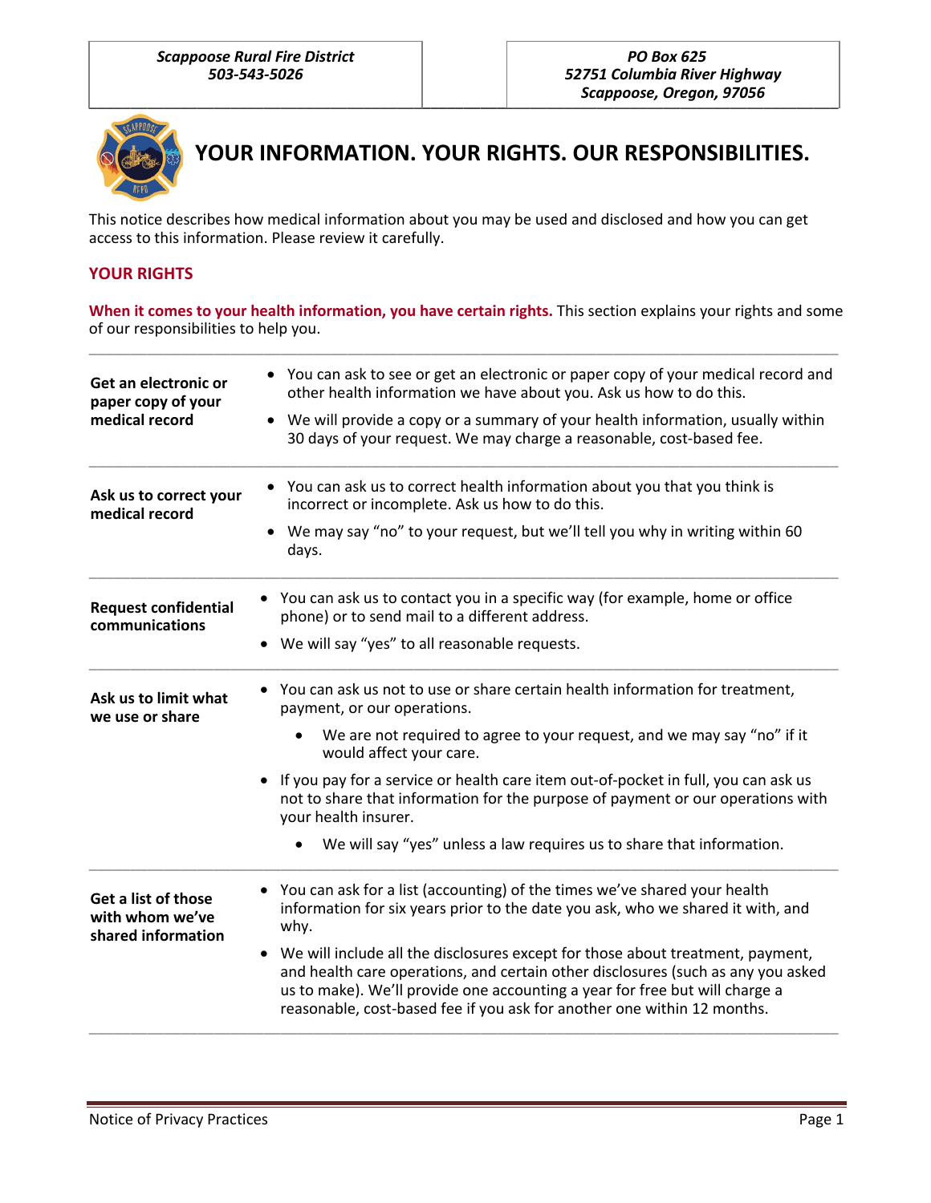| Scappoose Rural Fire District<br>503-543-5026 | PO Box 625<br>52751 Columbia River Highway<br>Scappoose, Oregon, 97056 |
| --- | --- |

# YOUR INFORMATION. YOUR RIGHTS. OUR RESPONSIBILITIES.

This notice describes how medical information about you may be used and disclosed and how you can get access to this information. Please review it carefully.

## YOUR RIGHTS

**When it comes to your health information, you have certain rights.** This section explains your rights and some of our responsibilities to help you.

| | |
| --- | --- |
| **Get an electronic or paper copy of your medical record** | • You can ask to see or get an electronic or paper copy of your medical record and other health information we have about you. Ask us how to do this.<br>• We will provide a copy or a summary of your health information, usually within 30 days of your request. We may charge a reasonable, cost-based fee. |
| **Ask us to correct your medical record** | • You can ask us to correct health information about you that you think is incorrect or incomplete. Ask us how to do this.<br>• We may say "no" to your request, but we'll tell you why in writing within 60 days. |
| **Request confidential communications** | • You can ask us to contact you in a specific way (for example, home or office phone) or to send mail to a different address.<br>• We will say "yes" to all reasonable requests. |
| **Ask us to limit what we use or share** | • You can ask us not to use or share certain health information for treatment, payment, or our operations.<br>  • We are not required to agree to your request, and we may say "no" if it would affect your care.<br>• If you pay for a service or health care item out-of-pocket in full, you can ask us not to share that information for the purpose of payment or our operations with your health insurer.<br>  • We will say "yes" unless a law requires us to share that information. |
| **Get a list of those with whom we've shared information** | • You can ask for a list (accounting) of the times we've shared your health information for six years prior to the date you ask, who we shared it with, and why.<br>• We will include all the disclosures except for those about treatment, payment, and health care operations, and certain other disclosures (such as any you asked us to make). We'll provide one accounting a year for free but will charge a reasonable, cost-based fee if you ask for another one within 12 months. |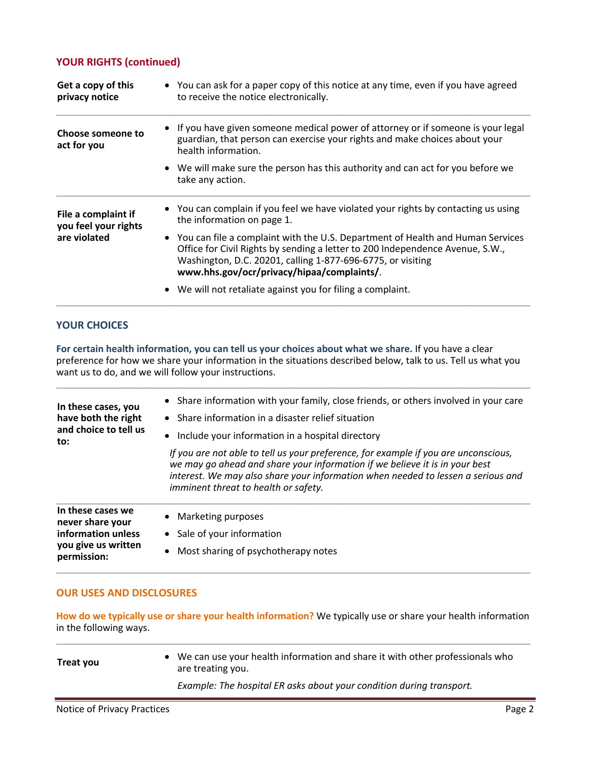## YOUR RIGHTS (continued)

| | |
|---|---|
| **Get a copy of this privacy notice** | • You can ask for a paper copy of this notice at any time, even if you have agreed to receive the notice electronically. |
| **Choose someone to act for you** | • If you have given someone medical power of attorney or if someone is your legal guardian, that person can exercise your rights and make choices about your health information.<br>• We will make sure the person has this authority and can act for you before we take any action. |
| **File a complaint if you feel your rights are violated** | • You can complain if you feel we have violated your rights by contacting us using the information on page 1.<br>• You can file a complaint with the U.S. Department of Health and Human Services Office for Civil Rights by sending a letter to 200 Independence Avenue, S.W., Washington, D.C. 20201, calling 1-877-696-6775, or visiting **www.hhs.gov/ocr/privacy/hipaa/complaints/**.<br>• We will not retaliate against you for filing a complaint. |

## YOUR CHOICES

**For certain health information, you can tell us your choices about what we share.** If you have a clear preference for how we share your information in the situations described below, talk to us. Tell us what you want us to do, and we will follow your instructions.

| | |
|---|---|
| **In these cases, you have both the right and choice to tell us to:** | • Share information with your family, close friends, or others involved in your care<br>• Share information in a disaster relief situation<br>• Include your information in a hospital directory<br>*If you are not able to tell us your preference, for example if you are unconscious, we may go ahead and share your information if we believe it is in your best interest. We may also share your information when needed to lessen a serious and imminent threat to health or safety.* |
| **In these cases we never share your information unless you give us written permission:** | • Marketing purposes<br>• Sale of your information<br>• Most sharing of psychotherapy notes |

## OUR USES AND DISCLOSURES

**How do we typically use or share your health information?** We typically use or share your health information in the following ways.

| | |
|---|---|
| **Treat you** | • We can use your health information and share it with other professionals who are treating you.<br>*Example: The hospital ER asks about your condition during transport.* |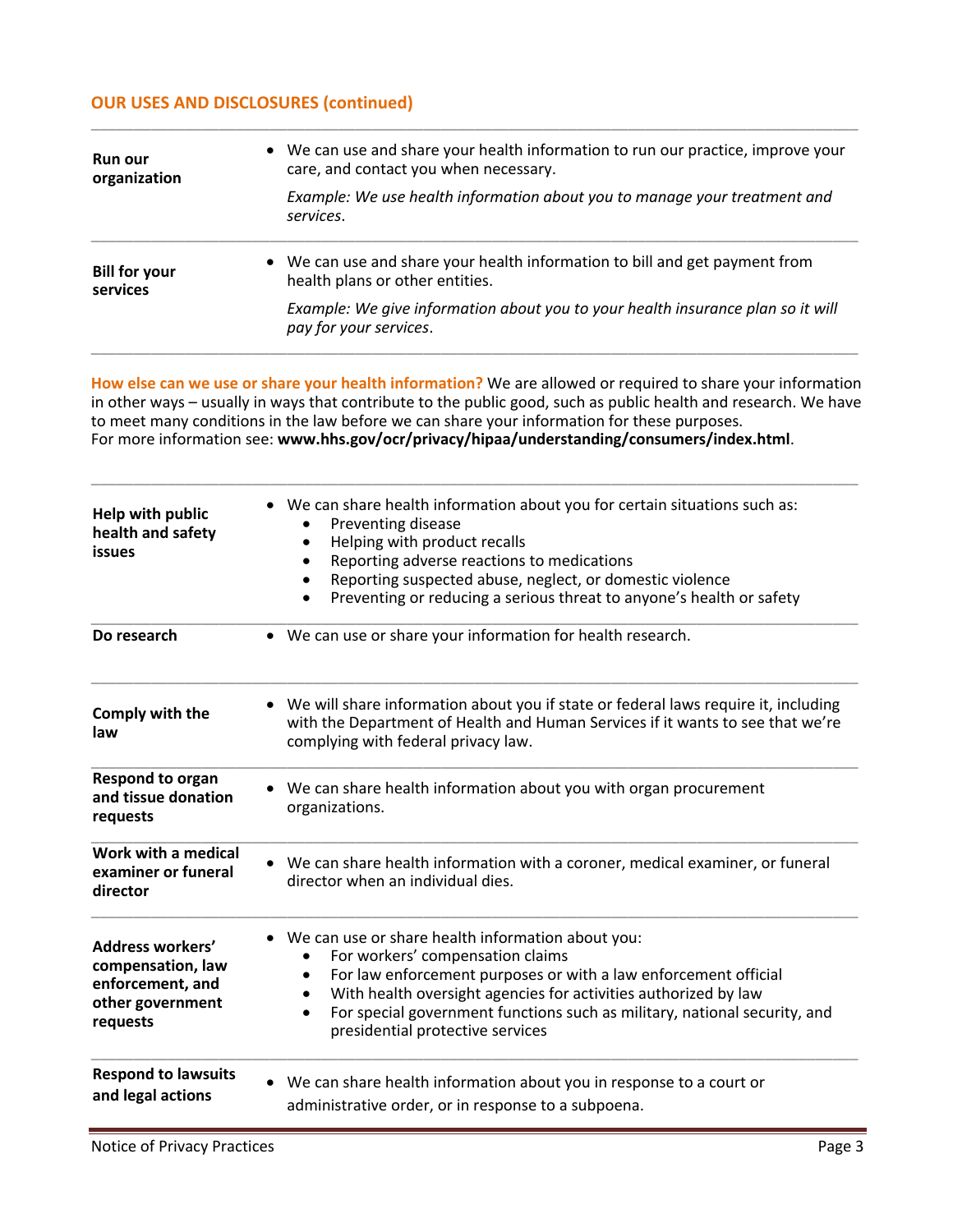## OUR USES AND DISCLOSURES (continued)

| | |
|---|---|
| **Run our organization** | • We can use and share your health information to run our practice, improve your care, and contact you when necessary.<br>*Example: We use health information about you to manage your treatment and services.* |
| **Bill for your services** | • We can use and share your health information to bill and get payment from health plans or other entities.<br>*Example: We give information about you to your health insurance plan so it will pay for your services.* |

**How else can we use or share your health information?** We are allowed or required to share your information in other ways – usually in ways that contribute to the public good, such as public health and research. We have to meet many conditions in the law before we can share your information for these purposes.
For more information see: **www.hhs.gov/ocr/privacy/hipaa/understanding/consumers/index.html**.

| | |
|---|---|
| **Help with public health and safety issues** | • We can share health information about you for certain situations such as:<br>• Preventing disease<br>• Helping with product recalls<br>• Reporting adverse reactions to medications<br>• Reporting suspected abuse, neglect, or domestic violence<br>• Preventing or reducing a serious threat to anyone's health or safety |
| **Do research** | • We can use or share your information for health research. |
| **Comply with the law** | • We will share information about you if state or federal laws require it, including with the Department of Health and Human Services if it wants to see that we're complying with federal privacy law. |
| **Respond to organ and tissue donation requests** | • We can share health information about you with organ procurement organizations. |
| **Work with a medical examiner or funeral director** | • We can share health information with a coroner, medical examiner, or funeral director when an individual dies. |
| **Address workers' compensation, law enforcement, and other government requests** | • We can use or share health information about you:<br>• For workers' compensation claims<br>• For law enforcement purposes or with a law enforcement official<br>• With health oversight agencies for activities authorized by law<br>• For special government functions such as military, national security, and presidential protective services |
| **Respond to lawsuits and legal actions** | • We can share health information about you in response to a court or administrative order, or in response to a subpoena. |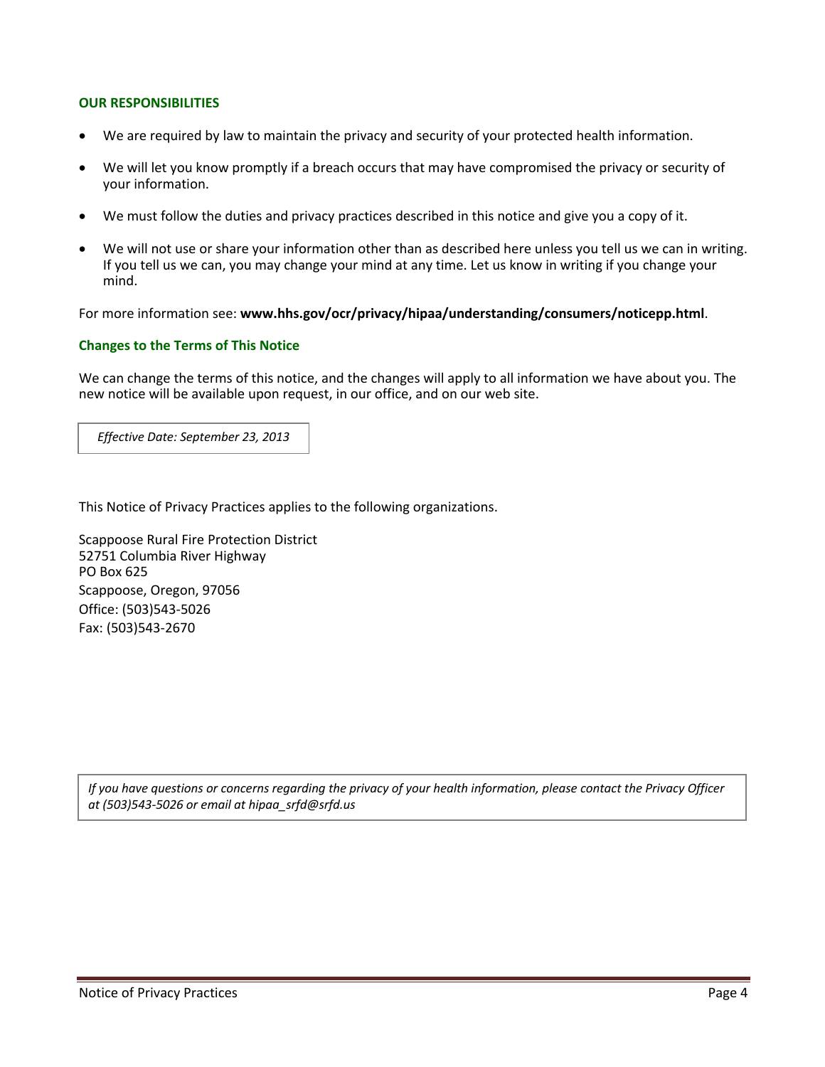### OUR RESPONSIBILITIES

- We are required by law to maintain the privacy and security of your protected health information.
- We will let you know promptly if a breach occurs that may have compromised the privacy or security of your information.
- We must follow the duties and privacy practices described in this notice and give you a copy of it.
- We will not use or share your information other than as described here unless you tell us we can in writing. If you tell us we can, you may change your mind at any time. Let us know in writing if you change your mind.

For more information see: **www.hhs.gov/ocr/privacy/hipaa/understanding/consumers/noticepp.html**.

### Changes to the Terms of This Notice

We can change the terms of this notice, and the changes will apply to all information we have about you. The new notice will be available upon request, in our office, and on our web site.

*Effective Date: September 23, 2013*

This Notice of Privacy Practices applies to the following organizations.

Scappoose Rural Fire Protection District
52751 Columbia River Highway
PO Box 625
Scappoose, Oregon, 97056
Office: (503)543-5026
Fax: (503)543-2670

*If you have questions or concerns regarding the privacy of your health information, please contact the Privacy Officer at (503)543-5026 or email at hipaa_srfd@srfd.us*